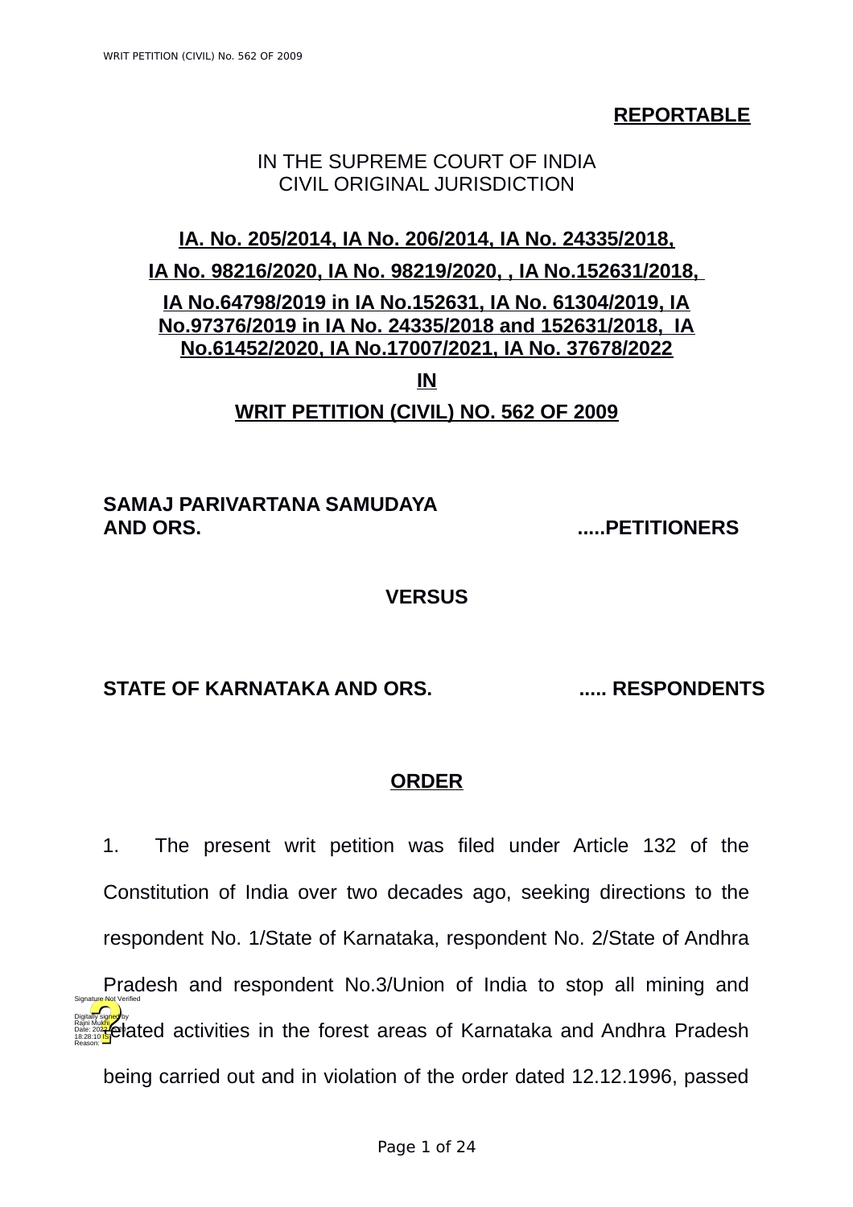**REPORTABLE**

IN THE SUPREME COURT OF INDIA
CIVIL ORIGINAL JURISDICTION

**IA. No. 205/2014, IA No. 206/2014, IA No. 24335/2018,**

**IA No. 98216/2020, IA No. 98219/2020, , IA No.152631/2018,**

**IA No.64798/2019 in IA No.152631, IA No. 61304/2019, IA No.97376/2019 in IA No. 24335/2018 and 152631/2018, IA No.61452/2020, IA No.17007/2021, IA No. 37678/2022**

**IN**

**WRIT PETITION (CIVIL) NO. 562 OF 2009**

**SAMAJ PARIVARTANA SAMUDAYA AND ORS. .....PETITIONERS**

**VERSUS**

**STATE OF KARNATAKA AND ORS. ..... RESPONDENTS**

**ORDER**

1. The present writ petition was filed under Article 132 of the Constitution of India over two decades ago, seeking directions to the respondent No. 1/State of Karnataka, respondent No. 2/State of Andhra Pradesh and respondent No.3/Union of India to stop all mining and related activities in the forest areas of Karnataka and Andhra Pradesh being carried out and in violation of the order dated 12.12.1996, passed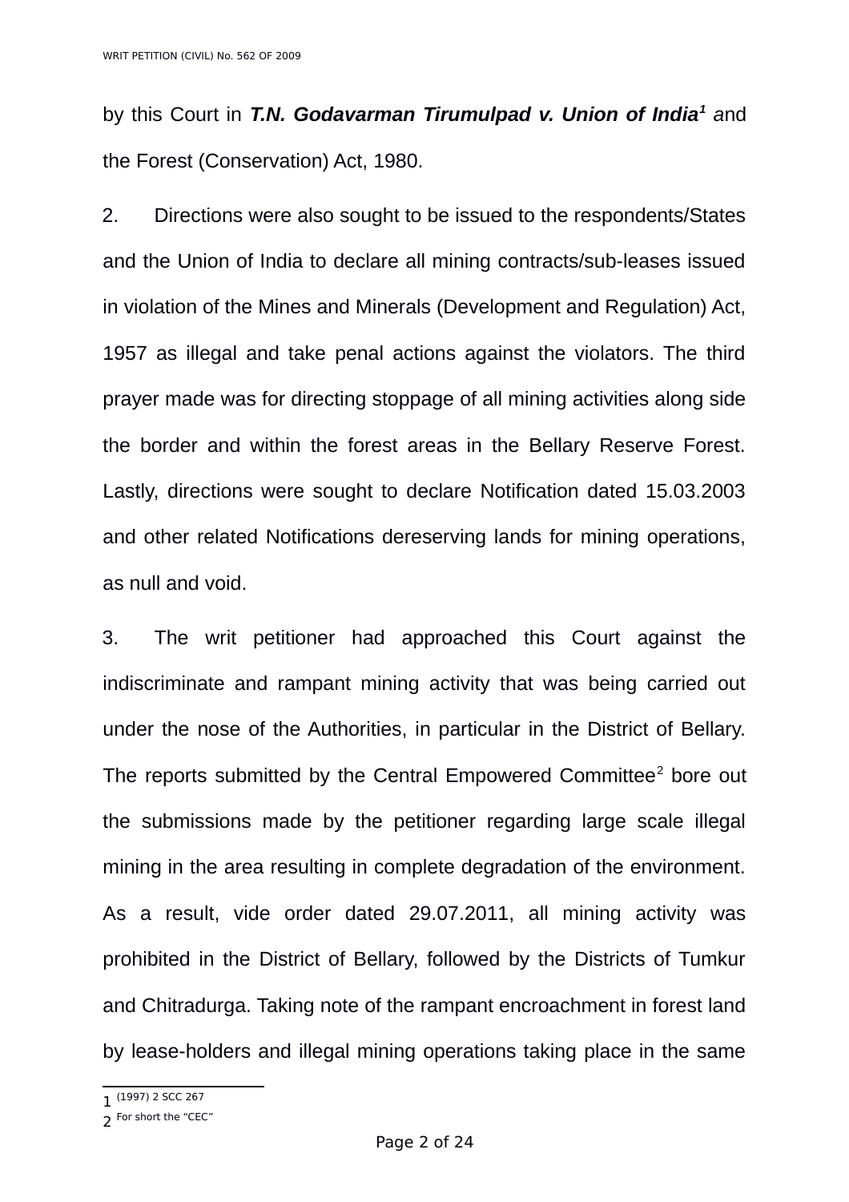by this Court in ***T.N. Godavarman Tirumulpad v. Union of India***[1] and the Forest (Conservation) Act, 1980.

2. Directions were also sought to be issued to the respondents/States and the Union of India to declare all mining contracts/sub-leases issued in violation of the Mines and Minerals (Development and Regulation) Act, 1957 as illegal and take penal actions against the violators. The third prayer made was for directing stoppage of all mining activities along side the border and within the forest areas in the Bellary Reserve Forest. Lastly, directions were sought to declare Notification dated 15.03.2003 and other related Notifications dereserving lands for mining operations, as null and void.

3. The writ petitioner had approached this Court against the indiscriminate and rampant mining activity that was being carried out under the nose of the Authorities, in particular in the District of Bellary. The reports submitted by the Central Empowered Committee[2] bore out the submissions made by the petitioner regarding large scale illegal mining in the area resulting in complete degradation of the environment. As a result, vide order dated 29.07.2011, all mining activity was prohibited in the District of Bellary, followed by the Districts of Tumkur and Chitradurga. Taking note of the rampant encroachment in forest land by lease-holders and illegal mining operations taking place in the same

---

1 (1997) 2 SCC 267

2 For short the "CEC"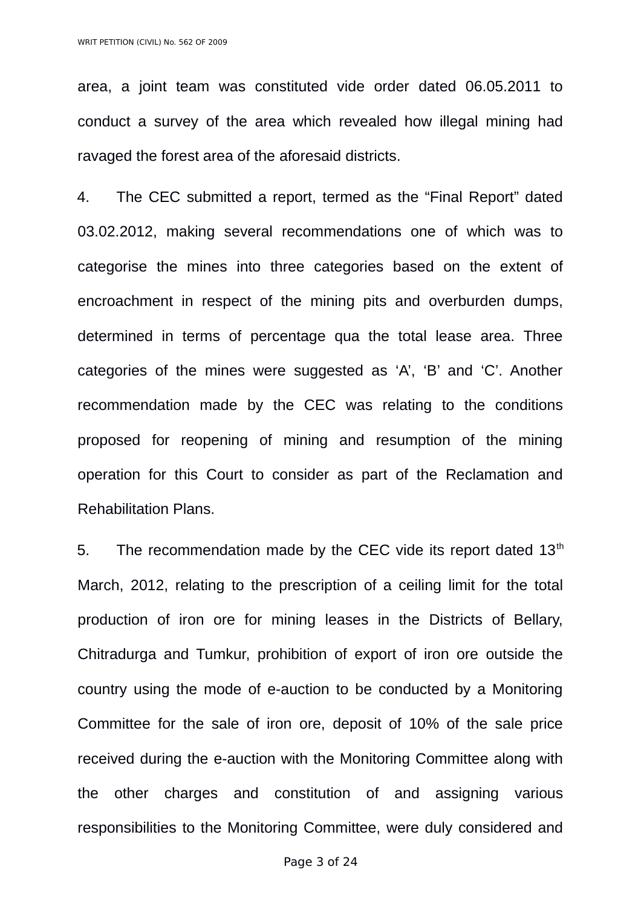area, a joint team was constituted vide order dated 06.05.2011 to conduct a survey of the area which revealed how illegal mining had ravaged the forest area of the aforesaid districts.

4. The CEC submitted a report, termed as the "Final Report" dated 03.02.2012, making several recommendations one of which was to categorise the mines into three categories based on the extent of encroachment in respect of the mining pits and overburden dumps, determined in terms of percentage qua the total lease area. Three categories of the mines were suggested as 'A', 'B' and 'C'. Another recommendation made by the CEC was relating to the conditions proposed for reopening of mining and resumption of the mining operation for this Court to consider as part of the Reclamation and Rehabilitation Plans.

5. The recommendation made by the CEC vide its report dated 13th March, 2012, relating to the prescription of a ceiling limit for the total production of iron ore for mining leases in the Districts of Bellary, Chitradurga and Tumkur, prohibition of export of iron ore outside the country using the mode of e-auction to be conducted by a Monitoring Committee for the sale of iron ore, deposit of 10% of the sale price received during the e-auction with the Monitoring Committee along with the other charges and constitution of and assigning various responsibilities to the Monitoring Committee, were duly considered and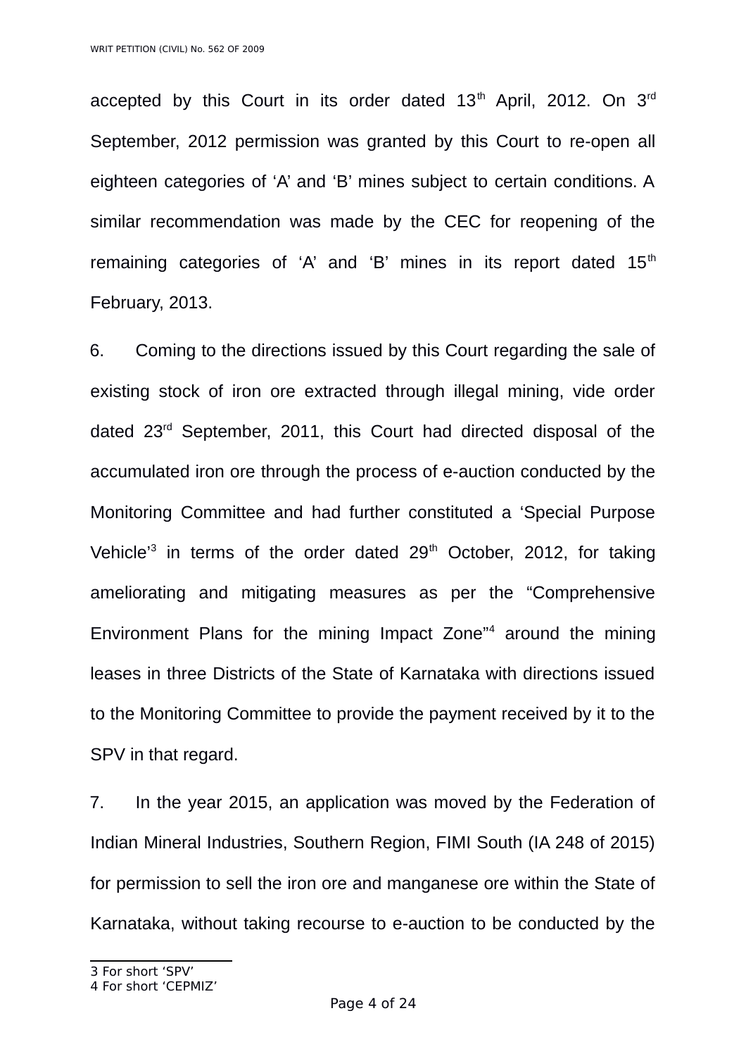accepted by this Court in its order dated 13th April, 2012. On 3rd September, 2012 permission was granted by this Court to re-open all eighteen categories of 'A' and 'B' mines subject to certain conditions. A similar recommendation was made by the CEC for reopening of the remaining categories of 'A' and 'B' mines in its report dated 15th February, 2013.

6. Coming to the directions issued by this Court regarding the sale of existing stock of iron ore extracted through illegal mining, vide order dated 23rd September, 2011, this Court had directed disposal of the accumulated iron ore through the process of e-auction conducted by the Monitoring Committee and had further constituted a 'Special Purpose Vehicle'[3] in terms of the order dated 29th October, 2012, for taking ameliorating and mitigating measures as per the "Comprehensive Environment Plans for the mining Impact Zone"[4] around the mining leases in three Districts of the State of Karnataka with directions issued to the Monitoring Committee to provide the payment received by it to the SPV in that regard.

7. In the year 2015, an application was moved by the Federation of Indian Mineral Industries, Southern Region, FIMI South (IA 248 of 2015) for permission to sell the iron ore and manganese ore within the State of Karnataka, without taking recourse to e-auction to be conducted by the

---

3 For short 'SPV'
4 For short 'CEPMIZ'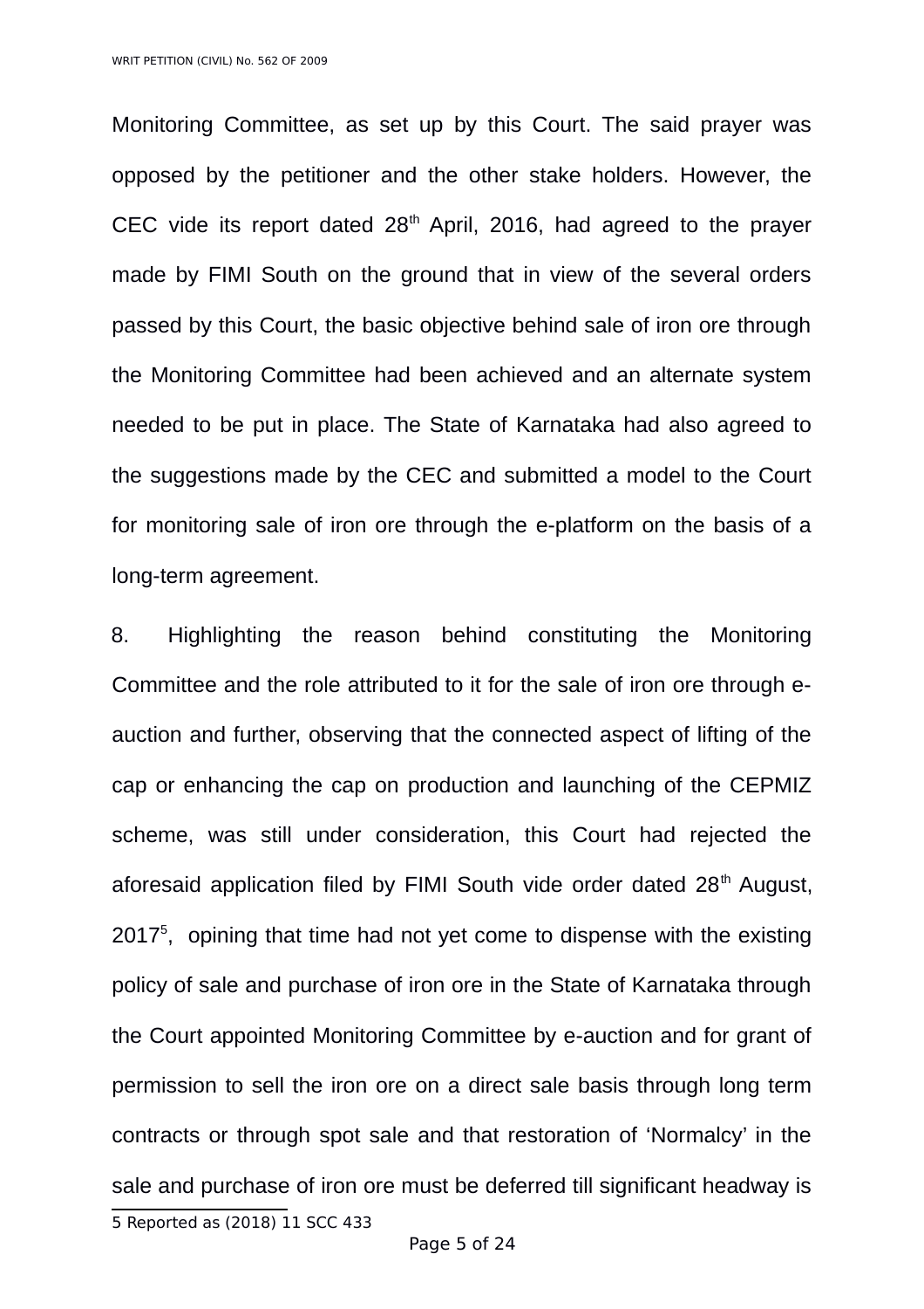Monitoring Committee, as set up by this Court. The said prayer was opposed by the petitioner and the other stake holders. However, the CEC vide its report dated 28th April, 2016, had agreed to the prayer made by FIMI South on the ground that in view of the several orders passed by this Court, the basic objective behind sale of iron ore through the Monitoring Committee had been achieved and an alternate system needed to be put in place. The State of Karnataka had also agreed to the suggestions made by the CEC and submitted a model to the Court for monitoring sale of iron ore through the e-platform on the basis of a long-term agreement.

8. Highlighting the reason behind constituting the Monitoring Committee and the role attributed to it for the sale of iron ore through e-auction and further, observing that the connected aspect of lifting of the cap or enhancing the cap on production and launching of the CEPMIZ scheme, was still under consideration, this Court had rejected the aforesaid application filed by FIMI South vide order dated 28th August, 2017[5], opining that time had not yet come to dispense with the existing policy of sale and purchase of iron ore in the State of Karnataka through the Court appointed Monitoring Committee by e-auction and for grant of permission to sell the iron ore on a direct sale basis through long term contracts or through spot sale and that restoration of 'Normalcy' in the sale and purchase of iron ore must be deferred till significant headway is

---

5 Reported as (2018) 11 SCC 433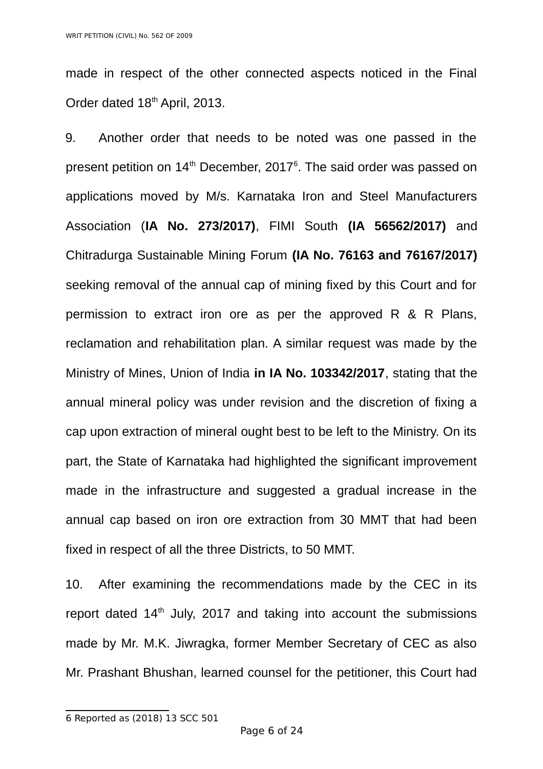made in respect of the other connected aspects noticed in the Final Order dated 18th April, 2013.

9. Another order that needs to be noted was one passed in the present petition on 14th December, 2017[6]. The said order was passed on applications moved by M/s. Karnataka Iron and Steel Manufacturers Association (**IA No. 273/2017)**, FIMI South **(IA 56562/2017)** and Chitradurga Sustainable Mining Forum **(IA No. 76163 and 76167/2017)** seeking removal of the annual cap of mining fixed by this Court and for permission to extract iron ore as per the approved R & R Plans, reclamation and rehabilitation plan. A similar request was made by the Ministry of Mines, Union of India **in IA No. 103342/2017**, stating that the annual mineral policy was under revision and the discretion of fixing a cap upon extraction of mineral ought best to be left to the Ministry. On its part, the State of Karnataka had highlighted the significant improvement made in the infrastructure and suggested a gradual increase in the annual cap based on iron ore extraction from 30 MMT that had been fixed in respect of all the three Districts, to 50 MMT.

10. After examining the recommendations made by the CEC in its report dated 14th July, 2017 and taking into account the submissions made by Mr. M.K. Jiwragka, former Member Secretary of CEC as also Mr. Prashant Bhushan, learned counsel for the petitioner, this Court had

---

6 Reported as (2018) 13 SCC 501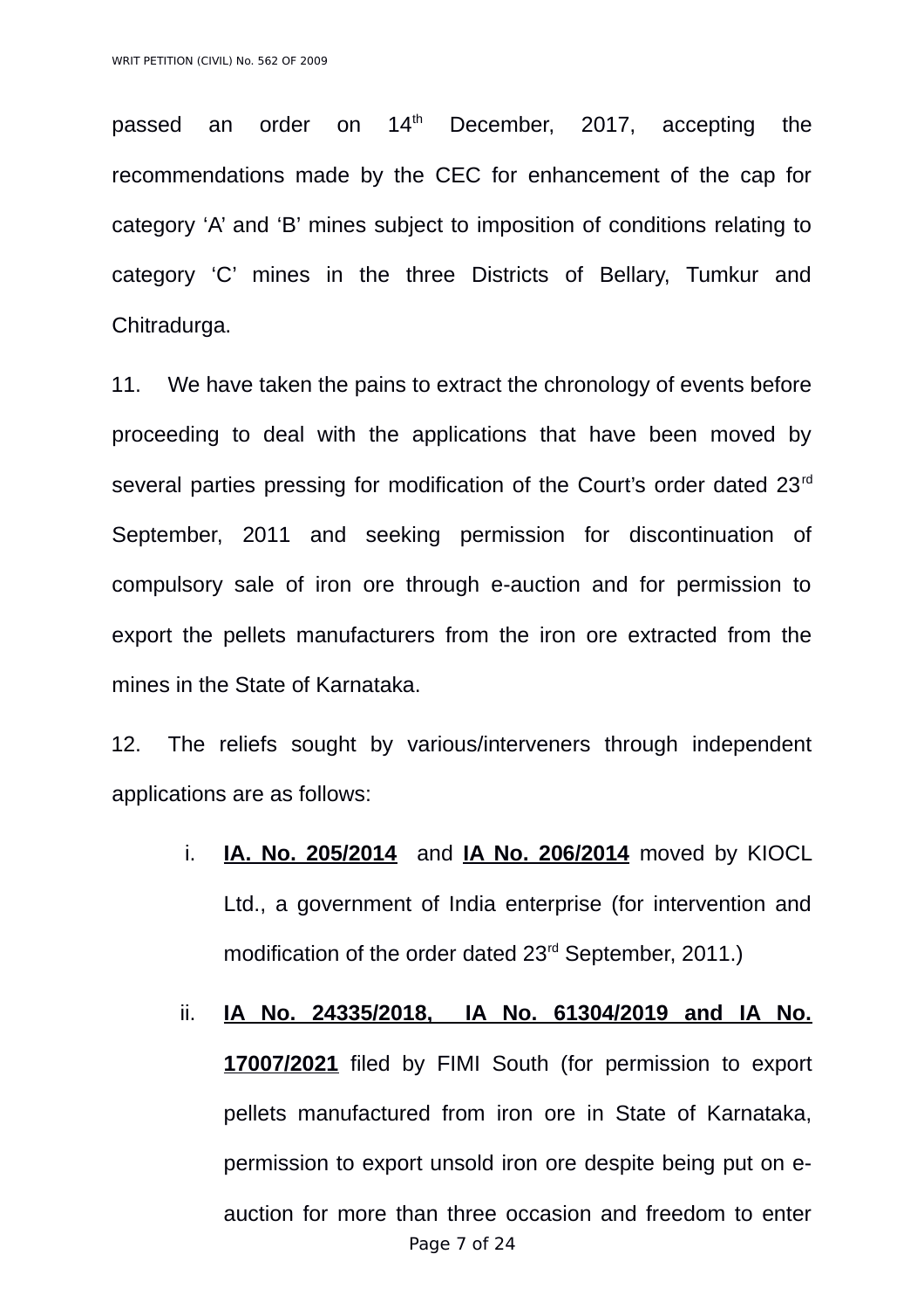passed an order on 14th December, 2017, accepting the recommendations made by the CEC for enhancement of the cap for category 'A' and 'B' mines subject to imposition of conditions relating to category 'C' mines in the three Districts of Bellary, Tumkur and Chitradurga.

11. We have taken the pains to extract the chronology of events before proceeding to deal with the applications that have been moved by several parties pressing for modification of the Court's order dated 23rd September, 2011 and seeking permission for discontinuation of compulsory sale of iron ore through e-auction and for permission to export the pellets manufacturers from the iron ore extracted from the mines in the State of Karnataka.

12. The reliefs sought by various/interveners through independent applications are as follows:

i. **IA. No. 205/2014** and **IA No. 206/2014** moved by KIOCL Ltd., a government of India enterprise (for intervention and modification of the order dated 23rd September, 2011.)

ii. **IA No. 24335/2018, IA No. 61304/2019 and IA No. 17007/2021** filed by FIMI South (for permission to export pellets manufactured from iron ore in State of Karnataka, permission to export unsold iron ore despite being put on e-auction for more than three occasion and freedom to enter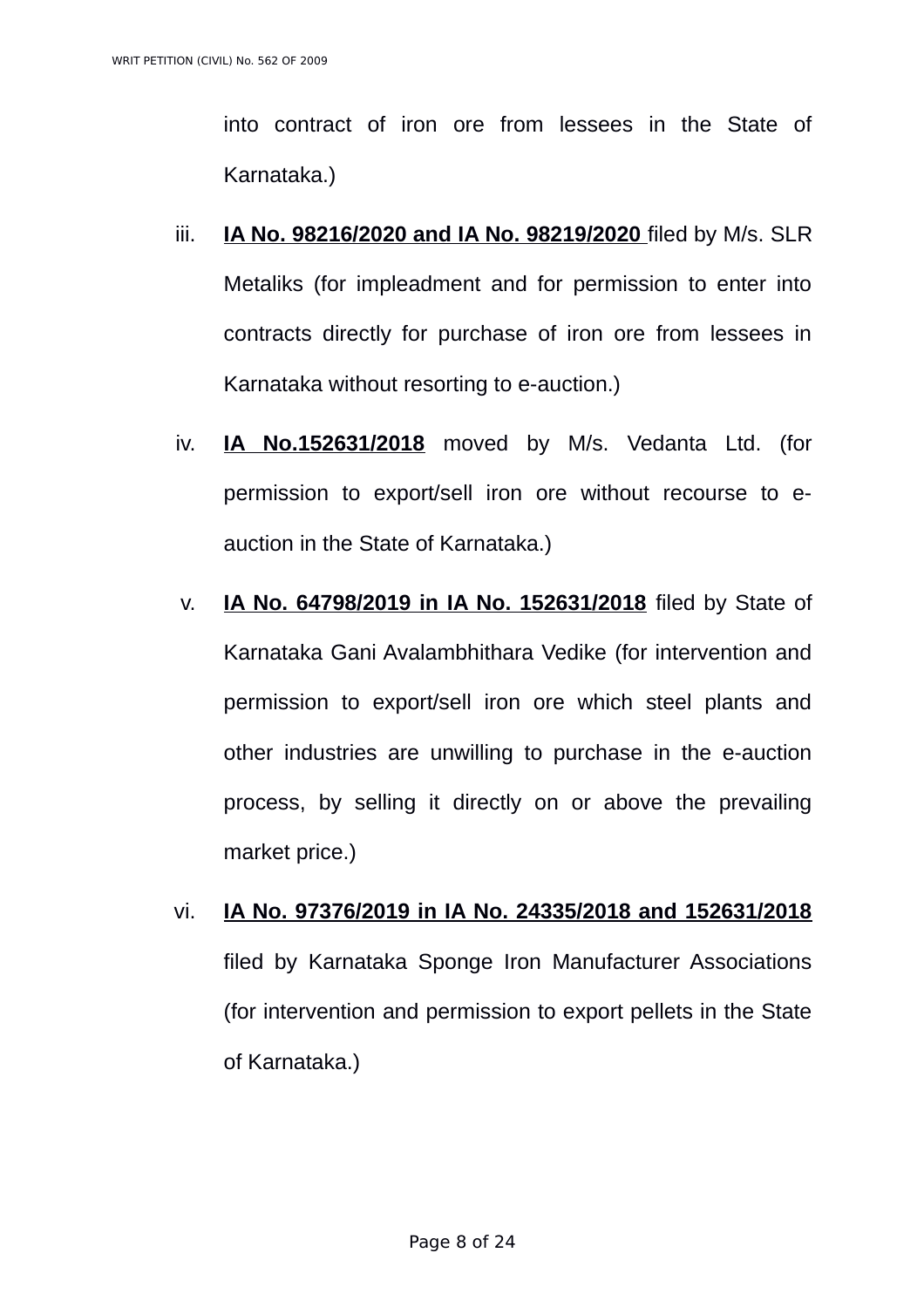into contract of iron ore from lessees in the State of Karnataka.)

iii. **IA No. 98216/2020 and IA No. 98219/2020** filed by M/s. SLR Metaliks (for impleadment and for permission to enter into contracts directly for purchase of iron ore from lessees in Karnataka without resorting to e-auction.)

iv. **IA No.152631/2018** moved by M/s. Vedanta Ltd. (for permission to export/sell iron ore without recourse to e-auction in the State of Karnataka.)

v. **IA No. 64798/2019 in IA No. 152631/2018** filed by State of Karnataka Gani Avalambhithara Vedike (for intervention and permission to export/sell iron ore which steel plants and other industries are unwilling to purchase in the e-auction process, by selling it directly on or above the prevailing market price.)

vi. **IA No. 97376/2019 in IA No. 24335/2018 and 152631/2018** filed by Karnataka Sponge Iron Manufacturer Associations (for intervention and permission to export pellets in the State of Karnataka.)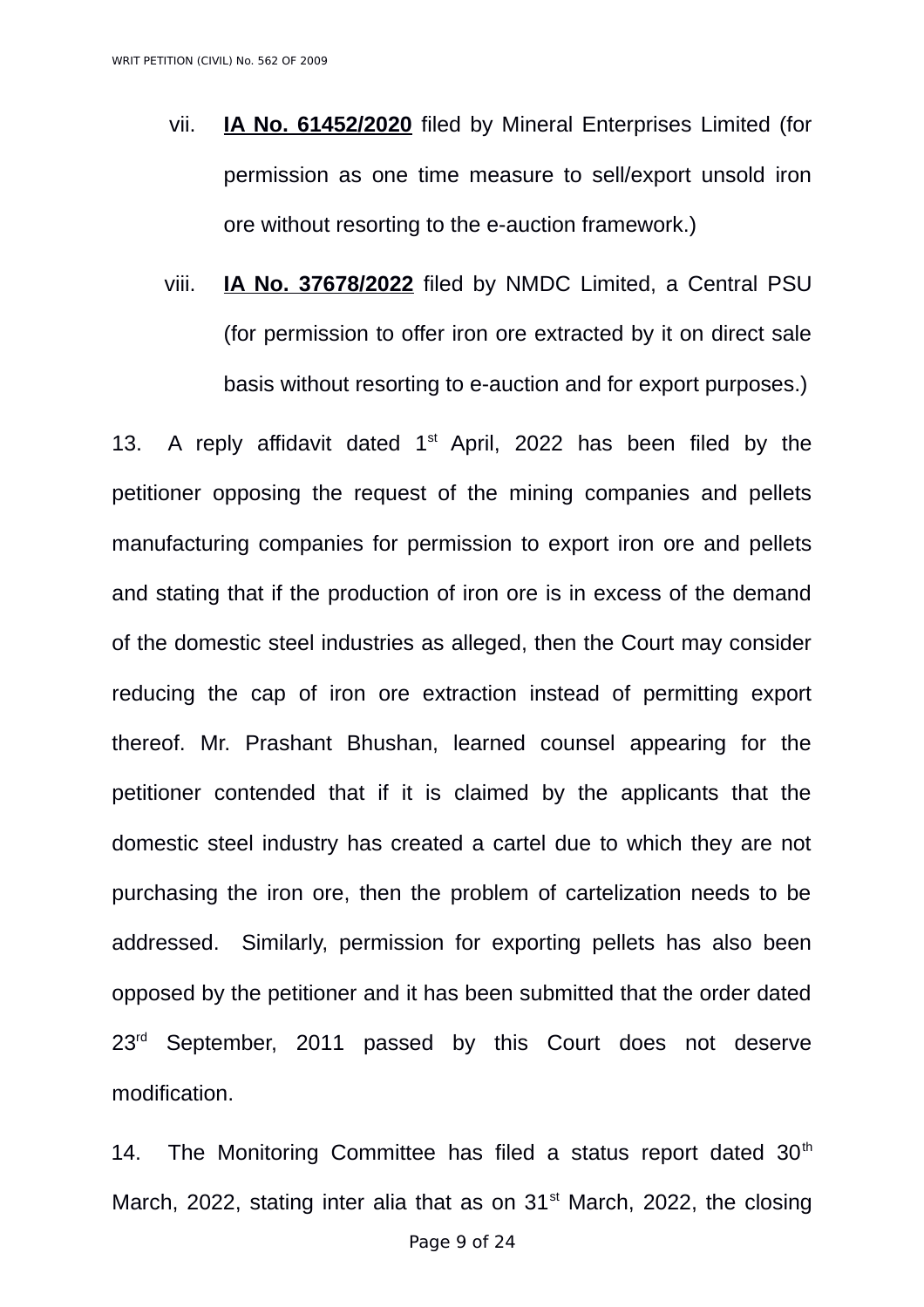vii. **<u>IA No. 61452/2020</u>** filed by Mineral Enterprises Limited (for permission as one time measure to sell/export unsold iron ore without resorting to the e-auction framework.)

viii. **<u>IA No. 37678/2022</u>** filed by NMDC Limited, a Central PSU (for permission to offer iron ore extracted by it on direct sale basis without resorting to e-auction and for export purposes.)

13. A reply affidavit dated 1st April, 2022 has been filed by the petitioner opposing the request of the mining companies and pellets manufacturing companies for permission to export iron ore and pellets and stating that if the production of iron ore is in excess of the demand of the domestic steel industries as alleged, then the Court may consider reducing the cap of iron ore extraction instead of permitting export thereof. Mr. Prashant Bhushan, learned counsel appearing for the petitioner contended that if it is claimed by the applicants that the domestic steel industry has created a cartel due to which they are not purchasing the iron ore, then the problem of cartelization needs to be addressed. Similarly, permission for exporting pellets has also been opposed by the petitioner and it has been submitted that the order dated 23rd September, 2011 passed by this Court does not deserve modification.

14. The Monitoring Committee has filed a status report dated 30th March, 2022, stating inter alia that as on 31st March, 2022, the closing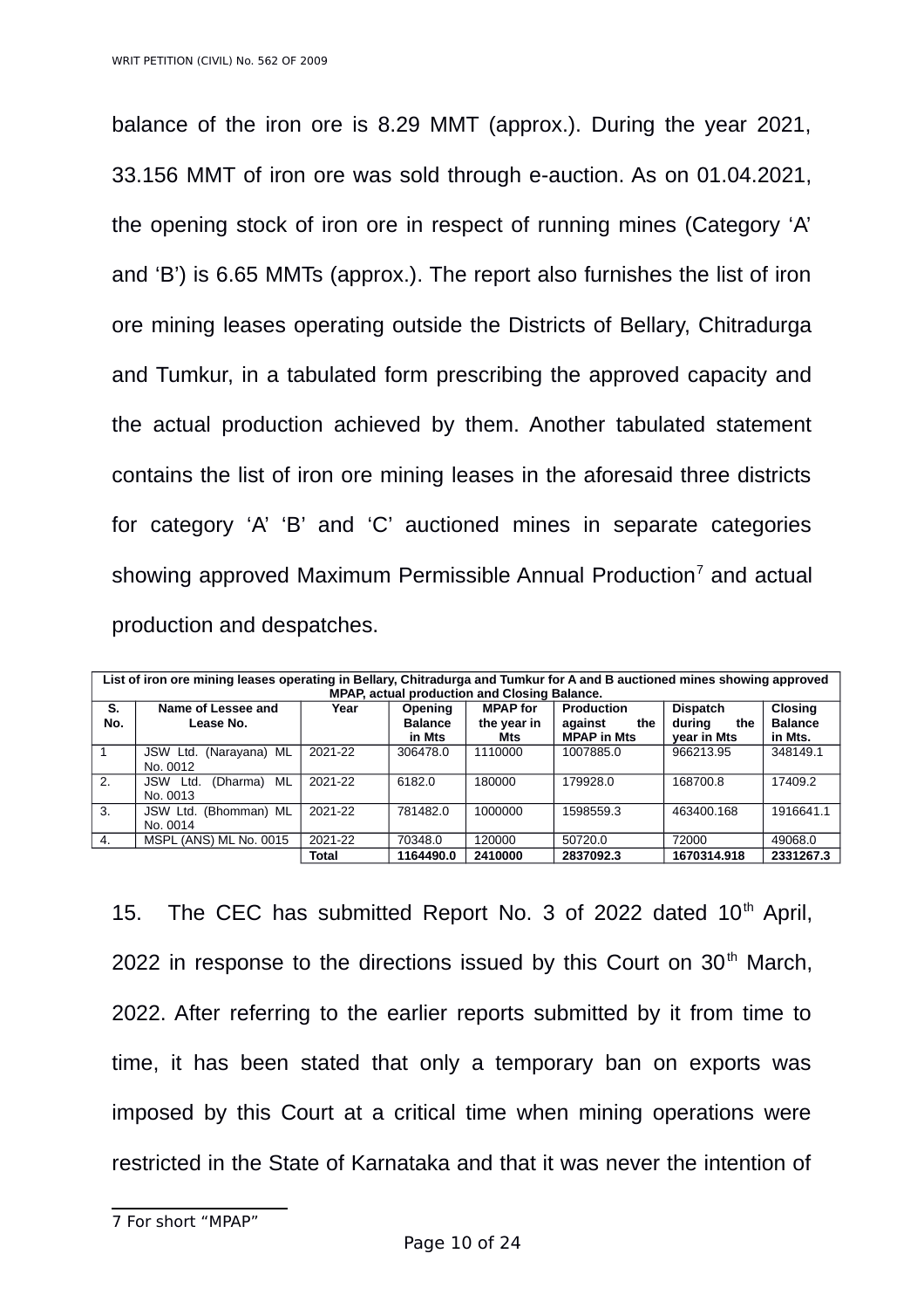balance of the iron ore is 8.29 MMT (approx.). During the year 2021, 33.156 MMT of iron ore was sold through e-auction. As on 01.04.2021, the opening stock of iron ore in respect of running mines (Category 'A' and 'B') is 6.65 MMTs (approx.). The report also furnishes the list of iron ore mining leases operating outside the Districts of Bellary, Chitradurga and Tumkur, in a tabulated form prescribing the approved capacity and the actual production achieved by them. Another tabulated statement contains the list of iron ore mining leases in the aforesaid three districts for category 'A' 'B' and 'C' auctioned mines in separate categories showing approved Maximum Permissible Annual Production[7] and actual production and despatches.

| List of iron ore mining leases operating in Bellary, Chitradurga and Tumkur for A and B auctioned mines showing approved MPAP, actual production and Closing Balance. | | | | | | | |
|---|---|---|---|---|---|---|---|
| **S. No.** | **Name of Lessee and Lease No.** | **Year** | **Opening Balance in Mts** | **MPAP for the year in Mts** | **Production against the MPAP in Mts** | **Dispatch during the year in Mts** | **Closing Balance in Mts.** |
| 1 | JSW Ltd. (Narayana) ML No. 0012 | 2021-22 | 306478.0 | 1110000 | 1007885.0 | 966213.95 | 348149.1 |
| 2. | JSW Ltd. (Dharma) ML No. 0013 | 2021-22 | 6182.0 | 180000 | 179928.0 | 168700.8 | 17409.2 |
| 3. | JSW Ltd. (Bhomman) ML No. 0014 | 2021-22 | 781482.0 | 1000000 | 1598559.3 | 463400.168 | 1916641.1 |
| 4. | MSPL (ANS) ML No. 0015 | 2021-22 | 70348.0 | 120000 | 50720.0 | 72000 | 49068.0 |
| | | **Total** | **1164490.0** | **2410000** | **2837092.3** | **1670314.918** | **2331267.3** |

15. The CEC has submitted Report No. 3 of 2022 dated 10th April, 2022 in response to the directions issued by this Court on 30th March, 2022. After referring to the earlier reports submitted by it from time to time, it has been stated that only a temporary ban on exports was imposed by this Court at a critical time when mining operations were restricted in the State of Karnataka and that it was never the intention of

7 For short "MPAP"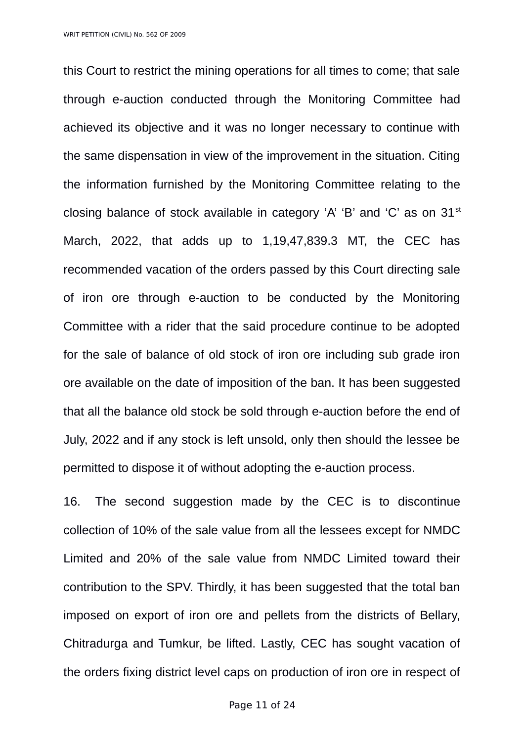this Court to restrict the mining operations for all times to come; that sale through e-auction conducted through the Monitoring Committee had achieved its objective and it was no longer necessary to continue with the same dispensation in view of the improvement in the situation. Citing the information furnished by the Monitoring Committee relating to the closing balance of stock available in category 'A' 'B' and 'C' as on 31st March, 2022, that adds up to 1,19,47,839.3 MT, the CEC has recommended vacation of the orders passed by this Court directing sale of iron ore through e-auction to be conducted by the Monitoring Committee with a rider that the said procedure continue to be adopted for the sale of balance of old stock of iron ore including sub grade iron ore available on the date of imposition of the ban. It has been suggested that all the balance old stock be sold through e-auction before the end of July, 2022 and if any stock is left unsold, only then should the lessee be permitted to dispose it of without adopting the e-auction process.

16. The second suggestion made by the CEC is to discontinue collection of 10% of the sale value from all the lessees except for NMDC Limited and 20% of the sale value from NMDC Limited toward their contribution to the SPV. Thirdly, it has been suggested that the total ban imposed on export of iron ore and pellets from the districts of Bellary, Chitradurga and Tumkur, be lifted. Lastly, CEC has sought vacation of the orders fixing district level caps on production of iron ore in respect of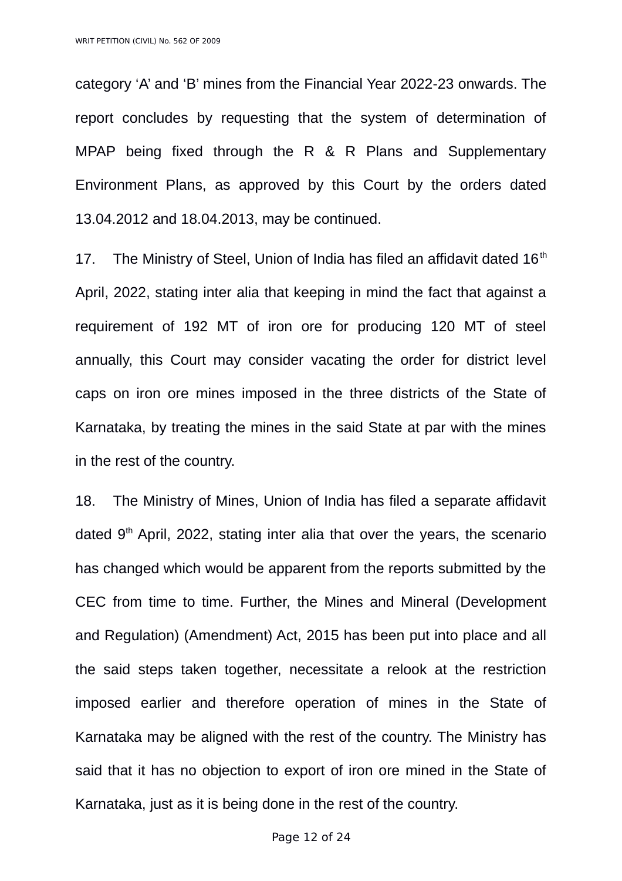category ‘A’ and ‘B’ mines from the Financial Year 2022-23 onwards. The report concludes by requesting that the system of determination of MPAP being fixed through the R & R Plans and Supplementary Environment Plans, as approved by this Court by the orders dated 13.04.2012 and 18.04.2013, may be continued.

17. The Ministry of Steel, Union of India has filed an affidavit dated 16th April, 2022, stating inter alia that keeping in mind the fact that against a requirement of 192 MT of iron ore for producing 120 MT of steel annually, this Court may consider vacating the order for district level caps on iron ore mines imposed in the three districts of the State of Karnataka, by treating the mines in the said State at par with the mines in the rest of the country.

18. The Ministry of Mines, Union of India has filed a separate affidavit dated 9th April, 2022, stating inter alia that over the years, the scenario has changed which would be apparent from the reports submitted by the CEC from time to time. Further, the Mines and Mineral (Development and Regulation) (Amendment) Act, 2015 has been put into place and all the said steps taken together, necessitate a relook at the restriction imposed earlier and therefore operation of mines in the State of Karnataka may be aligned with the rest of the country. The Ministry has said that it has no objection to export of iron ore mined in the State of Karnataka, just as it is being done in the rest of the country.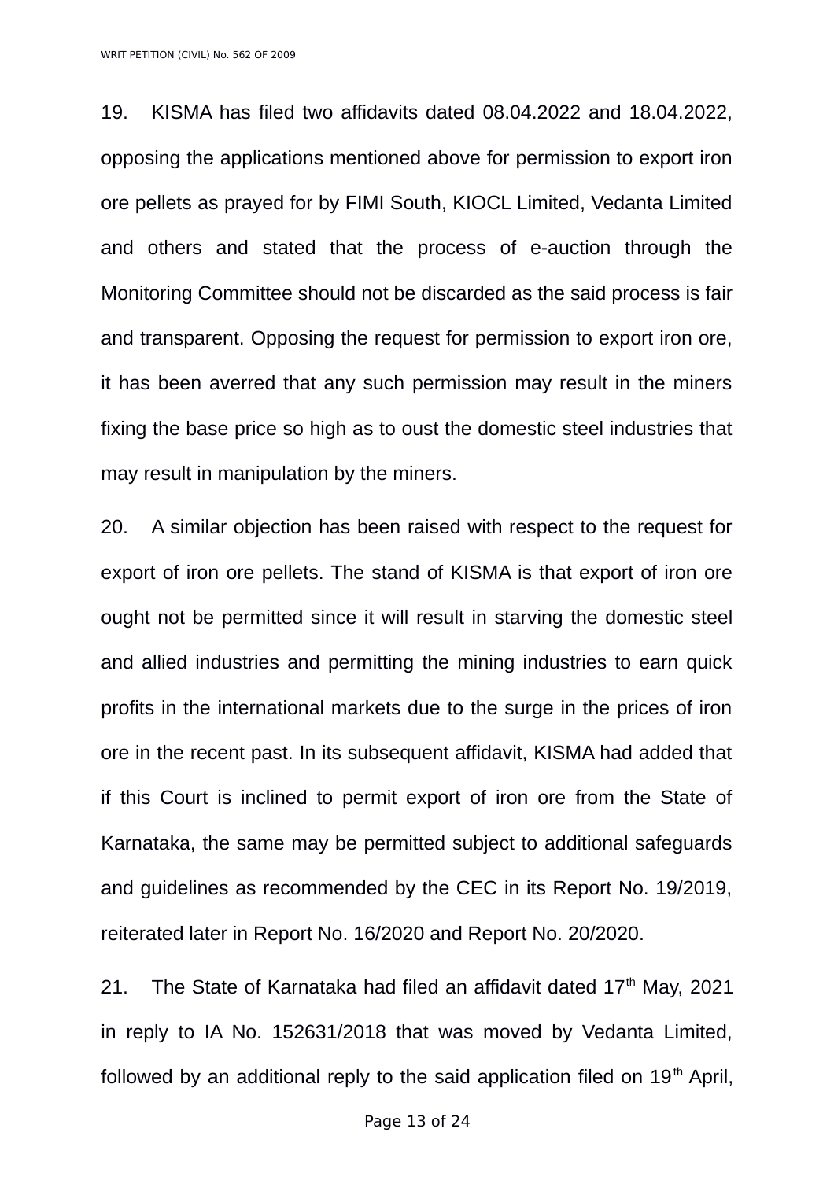19. KISMA has filed two affidavits dated 08.04.2022 and 18.04.2022, opposing the applications mentioned above for permission to export iron ore pellets as prayed for by FIMI South, KIOCL Limited, Vedanta Limited and others and stated that the process of e-auction through the Monitoring Committee should not be discarded as the said process is fair and transparent. Opposing the request for permission to export iron ore, it has been averred that any such permission may result in the miners fixing the base price so high as to oust the domestic steel industries that may result in manipulation by the miners.

20. A similar objection has been raised with respect to the request for export of iron ore pellets. The stand of KISMA is that export of iron ore ought not be permitted since it will result in starving the domestic steel and allied industries and permitting the mining industries to earn quick profits in the international markets due to the surge in the prices of iron ore in the recent past. In its subsequent affidavit, KISMA had added that if this Court is inclined to permit export of iron ore from the State of Karnataka, the same may be permitted subject to additional safeguards and guidelines as recommended by the CEC in its Report No. 19/2019, reiterated later in Report No. 16/2020 and Report No. 20/2020.

21. The State of Karnataka had filed an affidavit dated 17th May, 2021 in reply to IA No. 152631/2018 that was moved by Vedanta Limited, followed by an additional reply to the said application filed on 19th April,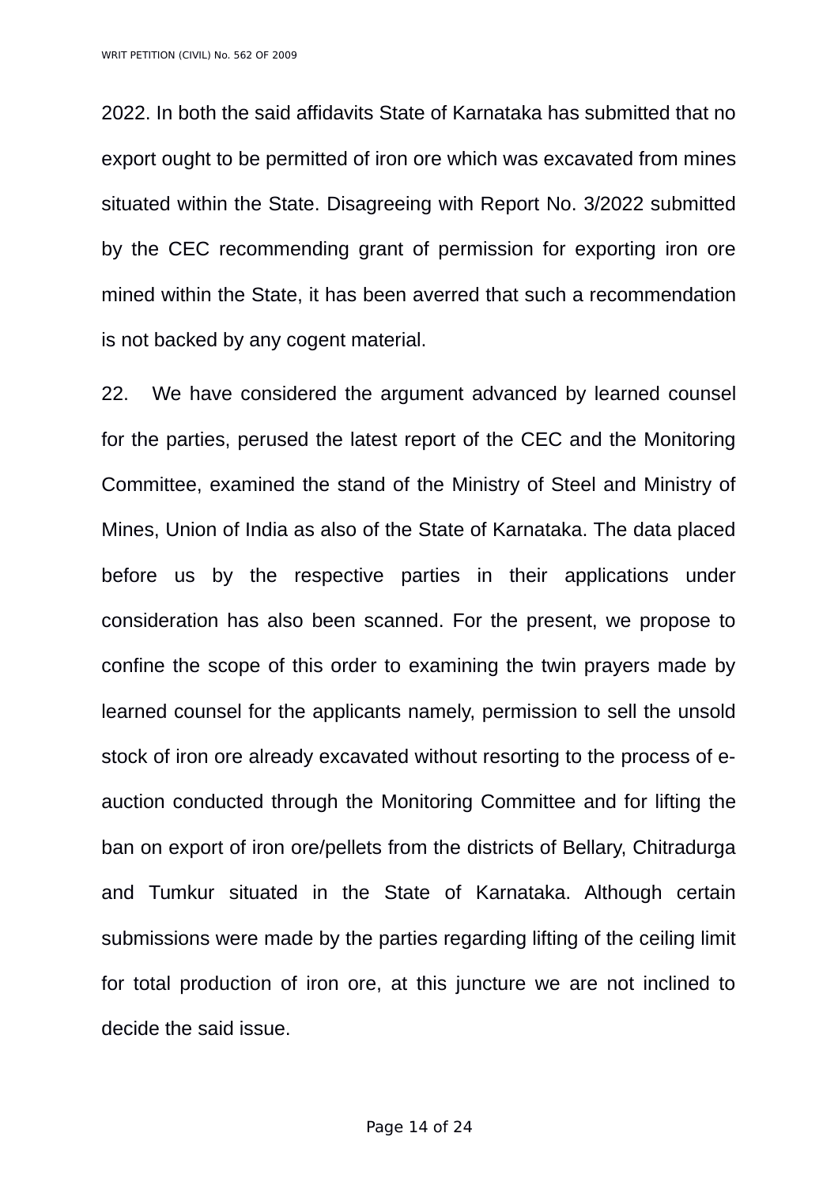2022. In both the said affidavits State of Karnataka has submitted that no export ought to be permitted of iron ore which was excavated from mines situated within the State. Disagreeing with Report No. 3/2022 submitted by the CEC recommending grant of permission for exporting iron ore mined within the State, it has been averred that such a recommendation is not backed by any cogent material.

22. We have considered the argument advanced by learned counsel for the parties, perused the latest report of the CEC and the Monitoring Committee, examined the stand of the Ministry of Steel and Ministry of Mines, Union of India as also of the State of Karnataka. The data placed before us by the respective parties in their applications under consideration has also been scanned. For the present, we propose to confine the scope of this order to examining the twin prayers made by learned counsel for the applicants namely, permission to sell the unsold stock of iron ore already excavated without resorting to the process of e-auction conducted through the Monitoring Committee and for lifting the ban on export of iron ore/pellets from the districts of Bellary, Chitradurga and Tumkur situated in the State of Karnataka. Although certain submissions were made by the parties regarding lifting of the ceiling limit for total production of iron ore, at this juncture we are not inclined to decide the said issue.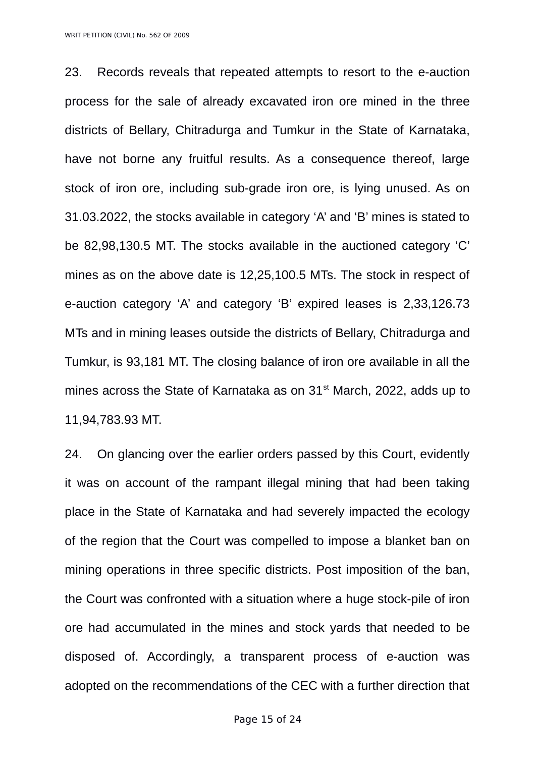23. Records reveals that repeated attempts to resort to the e-auction process for the sale of already excavated iron ore mined in the three districts of Bellary, Chitradurga and Tumkur in the State of Karnataka, have not borne any fruitful results. As a consequence thereof, large stock of iron ore, including sub-grade iron ore, is lying unused. As on 31.03.2022, the stocks available in category 'A' and 'B' mines is stated to be 82,98,130.5 MT. The stocks available in the auctioned category 'C' mines as on the above date is 12,25,100.5 MTs. The stock in respect of e-auction category 'A' and category 'B' expired leases is 2,33,126.73 MTs and in mining leases outside the districts of Bellary, Chitradurga and Tumkur, is 93,181 MT. The closing balance of iron ore available in all the mines across the State of Karnataka as on 31st March, 2022, adds up to 11,94,783.93 MT.

24. On glancing over the earlier orders passed by this Court, evidently it was on account of the rampant illegal mining that had been taking place in the State of Karnataka and had severely impacted the ecology of the region that the Court was compelled to impose a blanket ban on mining operations in three specific districts. Post imposition of the ban, the Court was confronted with a situation where a huge stock-pile of iron ore had accumulated in the mines and stock yards that needed to be disposed of. Accordingly, a transparent process of e-auction was adopted on the recommendations of the CEC with a further direction that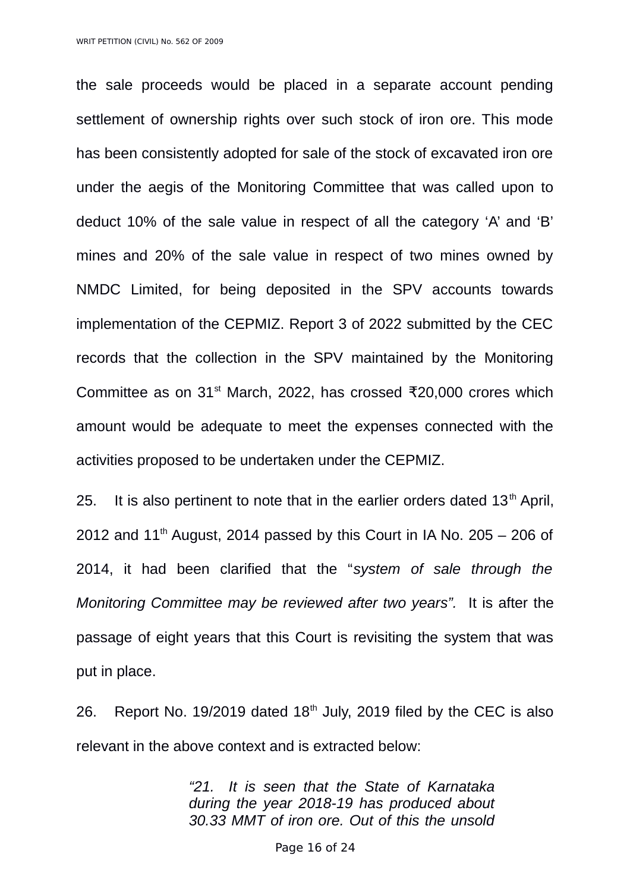the sale proceeds would be placed in a separate account pending settlement of ownership rights over such stock of iron ore. This mode has been consistently adopted for sale of the stock of excavated iron ore under the aegis of the Monitoring Committee that was called upon to deduct 10% of the sale value in respect of all the category 'A' and 'B' mines and 20% of the sale value in respect of two mines owned by NMDC Limited, for being deposited in the SPV accounts towards implementation of the CEPMIZ. Report 3 of 2022 submitted by the CEC records that the collection in the SPV maintained by the Monitoring Committee as on 31st March, 2022, has crossed ₹20,000 crores which amount would be adequate to meet the expenses connected with the activities proposed to be undertaken under the CEPMIZ.

25. It is also pertinent to note that in the earlier orders dated 13th April, 2012 and 11th August, 2014 passed by this Court in IA No. 205 – 206 of 2014, it had been clarified that the "*system of sale through the Monitoring Committee may be reviewed after two years".* It is after the passage of eight years that this Court is revisiting the system that was put in place.

26. Report No. 19/2019 dated 18th July, 2019 filed by the CEC is also relevant in the above context and is extracted below:

> *"21. It is seen that the State of Karnataka during the year 2018-19 has produced about 30.33 MMT of iron ore. Out of this the unsold*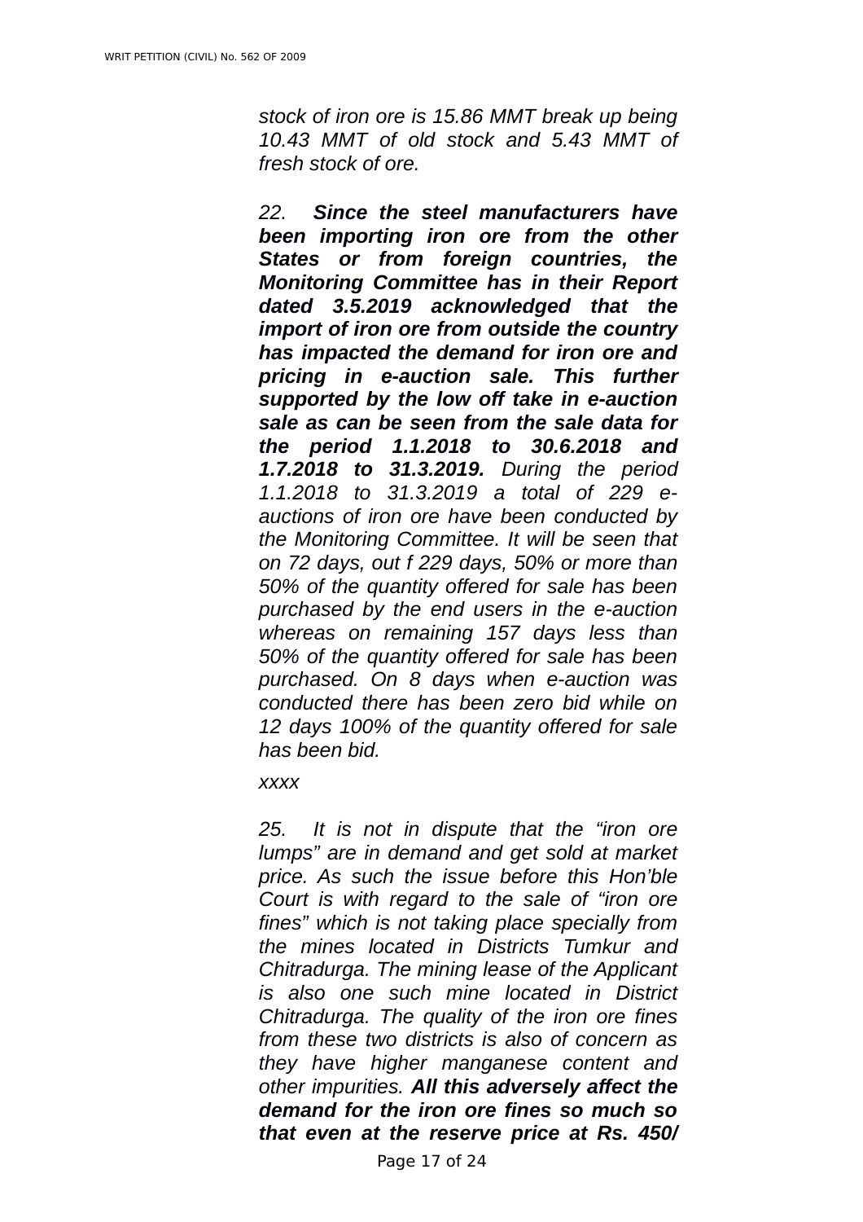*stock of iron ore is 15.86 MMT break up being 10.43 MMT of old stock and 5.43 MMT of fresh stock of ore.*

*22. **Since the steel manufacturers have been importing iron ore from the other States or from foreign countries, the Monitoring Committee has in their Report dated 3.5.2019 acknowledged that the import of iron ore from outside the country has impacted the demand for iron ore and pricing in e-auction sale. This further supported by the low off take in e-auction sale as can be seen from the sale data for the period 1.1.2018 to 30.6.2018 and 1.7.2018 to 31.3.2019.** During the period 1.1.2018 to 31.3.2019 a total of 229 e-auctions of iron ore have been conducted by the Monitoring Committee. It will be seen that on 72 days, out f 229 days, 50% or more than 50% of the quantity offered for sale has been purchased by the end users in the e-auction whereas on remaining 157 days less than 50% of the quantity offered for sale has been purchased. On 8 days when e-auction was conducted there has been zero bid while on 12 days 100% of the quantity offered for sale has been bid.*

*xxxx*

*25. It is not in dispute that the "iron ore lumps" are in demand and get sold at market price. As such the issue before this Hon'ble Court is with regard to the sale of "iron ore fines" which is not taking place specially from the mines located in Districts Tumkur and Chitradurga. The mining lease of the Applicant is also one such mine located in District Chitradurga. The quality of the iron ore fines from these two districts is also of concern as they have higher manganese content and other impurities. **All this adversely affect the demand for the iron ore fines so much so that even at the reserve price at Rs. 450/***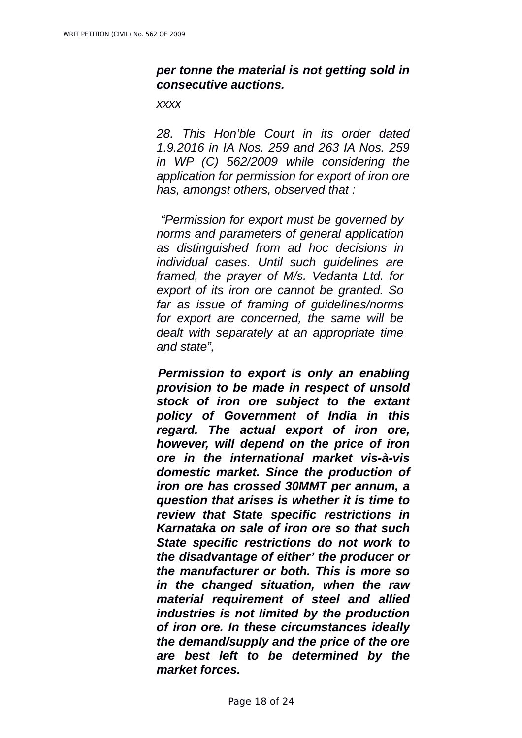***per tonne the material is not getting sold in consecutive auctions.***

*xxxx*

*28. This Hon'ble Court in its order dated 1.9.2016 in IA Nos. 259 and 263 IA Nos. 259 in WP (C) 562/2009 while considering the application for permission for export of iron ore has, amongst others, observed that :*

> *"Permission for export must be governed by norms and parameters of general application as distinguished from ad hoc decisions in individual cases. Until such guidelines are framed, the prayer of M/s. Vedanta Ltd. for export of its iron ore cannot be granted. So far as issue of framing of guidelines/norms for export are concerned, the same will be dealt with separately at an appropriate time and state",*

***Permission to export is only an enabling provision to be made in respect of unsold stock of iron ore subject to the extant policy of Government of India in this regard. The actual export of iron ore, however, will depend on the price of iron ore in the international market vis-à-vis domestic market. Since the production of iron ore has crossed 30MMT per annum, a question that arises is whether it is time to review that State specific restrictions in Karnataka on sale of iron ore so that such State specific restrictions do not work to the disadvantage of either' the producer or the manufacturer or both. This is more so in the changed situation, when the raw material requirement of steel and allied industries is not limited by the production of iron ore. In these circumstances ideally the demand/supply and the price of the ore are best left to be determined by the market forces.***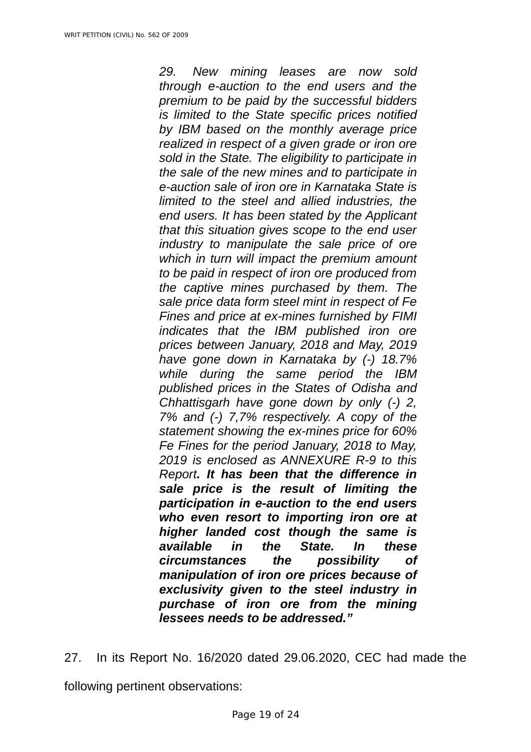> *29. New mining leases are now sold through e-auction to the end users and the premium to be paid by the successful bidders is limited to the State specific prices notified by IBM based on the monthly average price realized in respect of a given grade or iron ore sold in the State. The eligibility to participate in the sale of the new mines and to participate in e-auction sale of iron ore in Karnataka State is limited to the steel and allied industries, the end users. It has been stated by the Applicant that this situation gives scope to the end user industry to manipulate the sale price of ore which in turn will impact the premium amount to be paid in respect of iron ore produced from the captive mines purchased by them. The sale price data form steel mint in respect of Fe Fines and price at ex-mines furnished by FIMI indicates that the IBM published iron ore prices between January, 2018 and May, 2019 have gone down in Karnataka by (-) 18.7% while during the same period the IBM published prices in the States of Odisha and Chhattisgarh have gone down by only (-) 2, 7% and (-) 7,7% respectively. A copy of the statement showing the ex-mines price for 60% Fe Fines for the period January, 2018 to May, 2019 is enclosed as ANNEXURE R-9 to this Report**. It has been that the difference in sale price is the result of limiting the participation in e-auction to the end users who even resort to importing iron ore at higher landed cost though the same is available in the State. In these circumstances the possibility of manipulation of iron ore prices because of exclusivity given to the steel industry in purchase of iron ore from the mining lessees needs to be addressed.”***

27. In its Report No. 16/2020 dated 29.06.2020, CEC had made the following pertinent observations: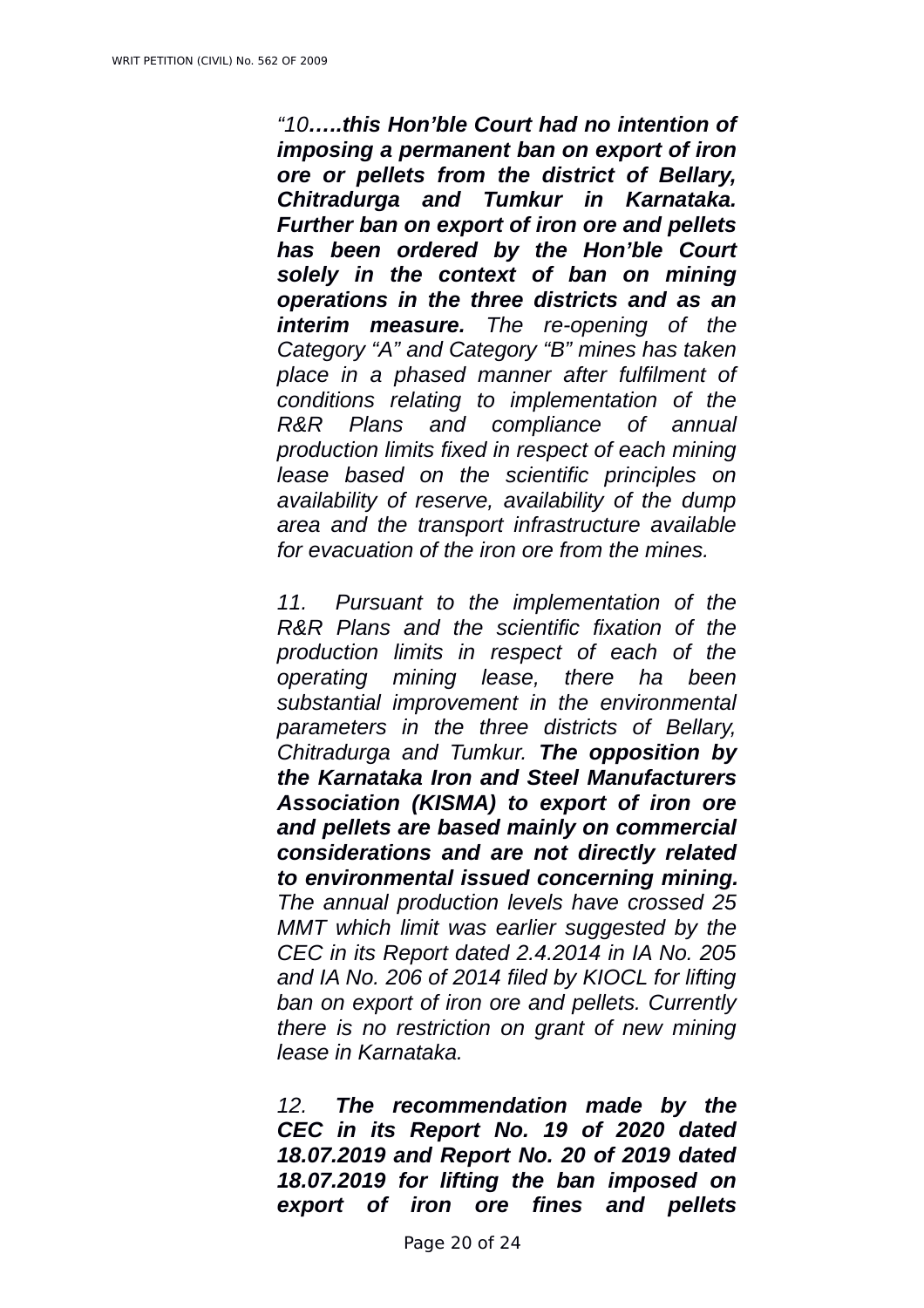*"10**…..this Hon'ble Court had no intention of imposing a permanent ban on export of iron ore or pellets from the district of Bellary, Chitradurga and Tumkur in Karnataka. Further ban on export of iron ore and pellets has been ordered by the Hon'ble Court solely in the context of ban on mining operations in the three districts and as an interim measure.** The re-opening of the Category "A" and Category "B" mines has taken place in a phased manner after fulfilment of conditions relating to implementation of the R&R Plans and compliance of annual production limits fixed in respect of each mining lease based on the scientific principles on availability of reserve, availability of the dump area and the transport infrastructure available for evacuation of the iron ore from the mines.*

*11. Pursuant to the implementation of the R&R Plans and the scientific fixation of the production limits in respect of each of the operating mining lease, there ha been substantial improvement in the environmental parameters in the three districts of Bellary, Chitradurga and Tumkur. **The opposition by the Karnataka Iron and Steel Manufacturers Association (KISMA) to export of iron ore and pellets are based mainly on commercial considerations and are not directly related to environmental issued concerning mining.** The annual production levels have crossed 25 MMT which limit was earlier suggested by the CEC in its Report dated 2.4.2014 in IA No. 205 and IA No. 206 of 2014 filed by KIOCL for lifting ban on export of iron ore and pellets. Currently there is no restriction on grant of new mining lease in Karnataka.*

*12. **The recommendation made by the CEC in its Report No. 19 of 2020 dated 18.07.2019 and Report No. 20 of 2019 dated 18.07.2019 for lifting the ban imposed on export of iron ore fines and pellets***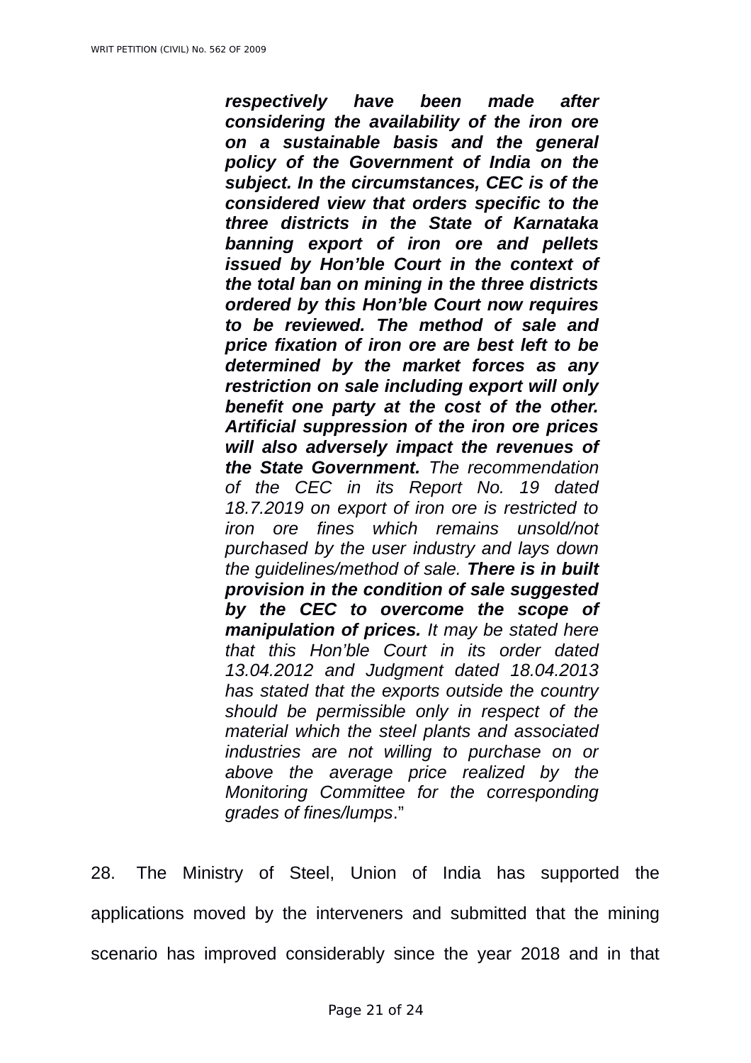> ***respectively have been made after considering the availability of the iron ore on a sustainable basis and the general policy of the Government of India on the subject. In the circumstances, CEC is of the considered view that orders specific to the three districts in the State of Karnataka banning export of iron ore and pellets issued by Hon'ble Court in the context of the total ban on mining in the three districts ordered by this Hon'ble Court now requires to be reviewed. The method of sale and price fixation of iron ore are best left to be determined by the market forces as any restriction on sale including export will only benefit one party at the cost of the other. Artificial suppression of the iron ore prices will also adversely impact the revenues of the State Government.*** *The recommendation of the CEC in its Report No. 19 dated 18.7.2019 on export of iron ore is restricted to iron ore fines which remains unsold/not purchased by the user industry and lays down the guidelines/method of sale.* ***There is in built provision in the condition of sale suggested by the CEC to overcome the scope of manipulation of prices.*** *It may be stated here that this Hon'ble Court in its order dated 13.04.2012 and Judgment dated 18.04.2013 has stated that the exports outside the country should be permissible only in respect of the material which the steel plants and associated industries are not willing to purchase on or above the average price realized by the Monitoring Committee for the corresponding grades of fines/lumps*."

28. The Ministry of Steel, Union of India has supported the applications moved by the interveners and submitted that the mining scenario has improved considerably since the year 2018 and in that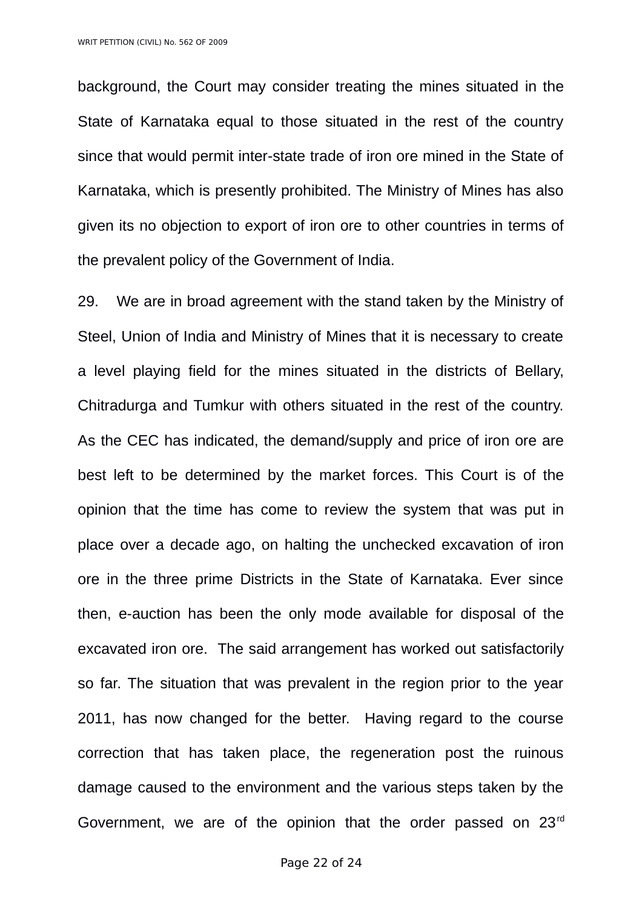background, the Court may consider treating the mines situated in the State of Karnataka equal to those situated in the rest of the country since that would permit inter-state trade of iron ore mined in the State of Karnataka, which is presently prohibited. The Ministry of Mines has also given its no objection to export of iron ore to other countries in terms of the prevalent policy of the Government of India.

29. We are in broad agreement with the stand taken by the Ministry of Steel, Union of India and Ministry of Mines that it is necessary to create a level playing field for the mines situated in the districts of Bellary, Chitradurga and Tumkur with others situated in the rest of the country. As the CEC has indicated, the demand/supply and price of iron ore are best left to be determined by the market forces. This Court is of the opinion that the time has come to review the system that was put in place over a decade ago, on halting the unchecked excavation of iron ore in the three prime Districts in the State of Karnataka. Ever since then, e-auction has been the only mode available for disposal of the excavated iron ore. The said arrangement has worked out satisfactorily so far. The situation that was prevalent in the region prior to the year 2011, has now changed for the better. Having regard to the course correction that has taken place, the regeneration post the ruinous damage caused to the environment and the various steps taken by the Government, we are of the opinion that the order passed on 23rd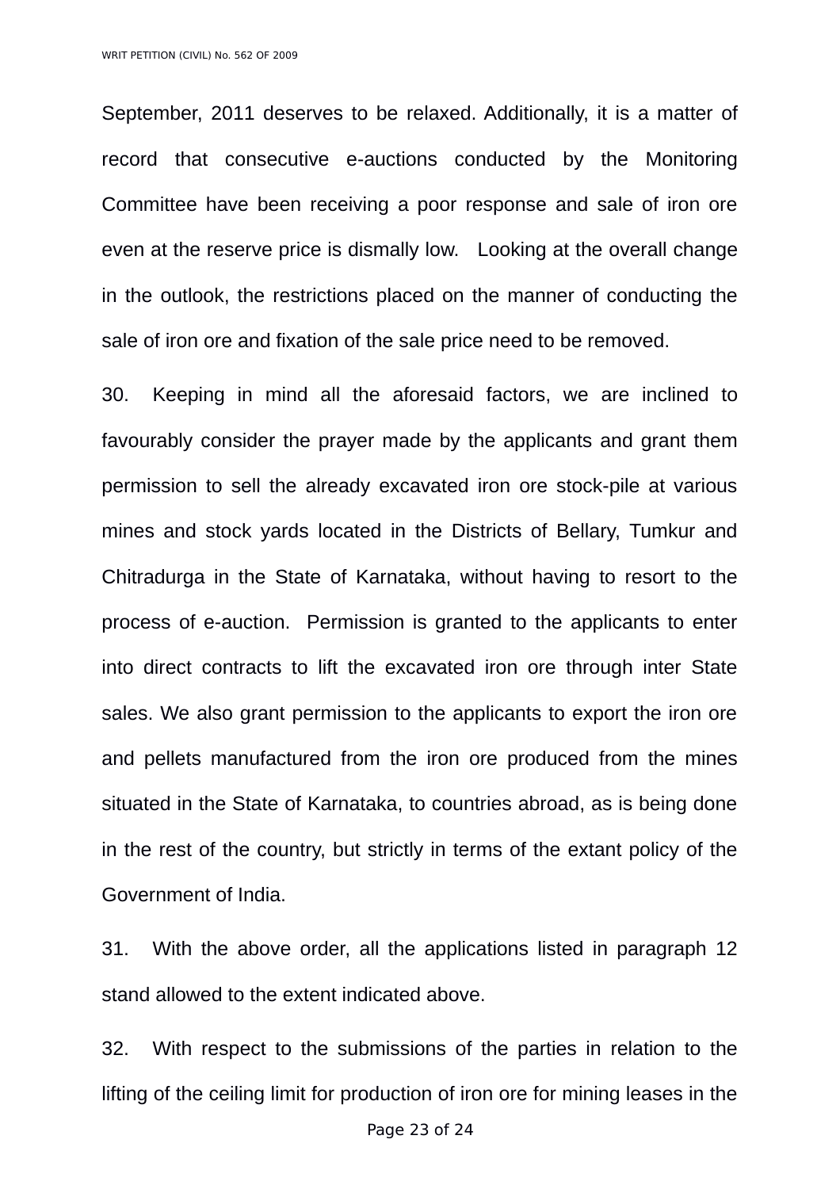September, 2011 deserves to be relaxed. Additionally, it is a matter of record that consecutive e-auctions conducted by the Monitoring Committee have been receiving a poor response and sale of iron ore even at the reserve price is dismally low. Looking at the overall change in the outlook, the restrictions placed on the manner of conducting the sale of iron ore and fixation of the sale price need to be removed.

30. Keeping in mind all the aforesaid factors, we are inclined to favourably consider the prayer made by the applicants and grant them permission to sell the already excavated iron ore stock-pile at various mines and stock yards located in the Districts of Bellary, Tumkur and Chitradurga in the State of Karnataka, without having to resort to the process of e-auction. Permission is granted to the applicants to enter into direct contracts to lift the excavated iron ore through inter State sales. We also grant permission to the applicants to export the iron ore and pellets manufactured from the iron ore produced from the mines situated in the State of Karnataka, to countries abroad, as is being done in the rest of the country, but strictly in terms of the extant policy of the Government of India.

31. With the above order, all the applications listed in paragraph 12 stand allowed to the extent indicated above.

32. With respect to the submissions of the parties in relation to the lifting of the ceiling limit for production of iron ore for mining leases in the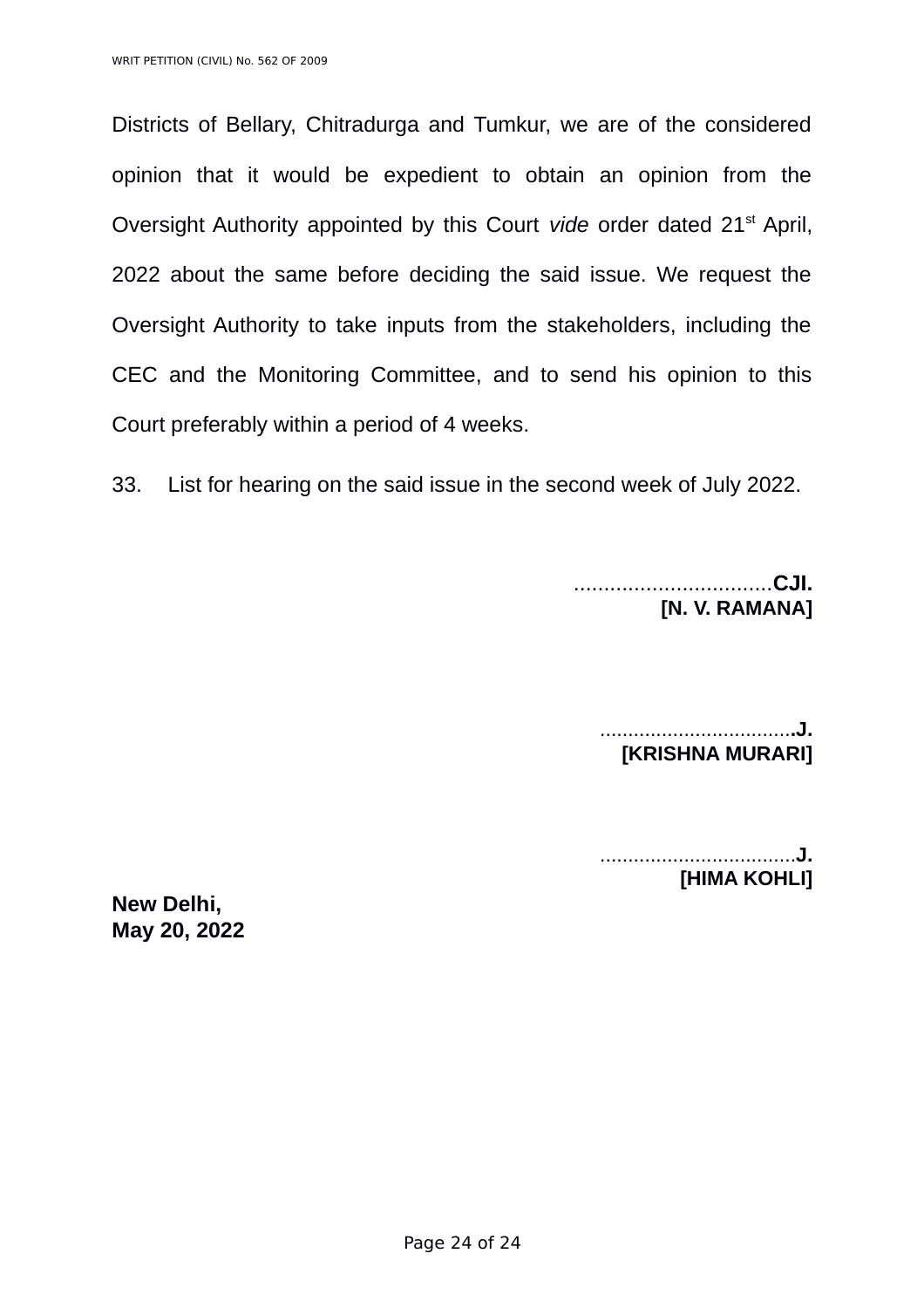Districts of Bellary, Chitradurga and Tumkur, we are of the considered opinion that it would be expedient to obtain an opinion from the Oversight Authority appointed by this Court *vide* order dated 21st April, 2022 about the same before deciding the said issue. We request the Oversight Authority to take inputs from the stakeholders, including the CEC and the Monitoring Committee, and to send his opinion to this Court preferably within a period of 4 weeks.

33. List for hearing on the said issue in the second week of July 2022.

.................................**CJI.**
**[N. V. RAMANA]**

..................................**J.**
**[KRISHNA MURARI]**

..................................**J.**
**[HIMA KOHLI]**

**New Delhi,**
**May 20, 2022**